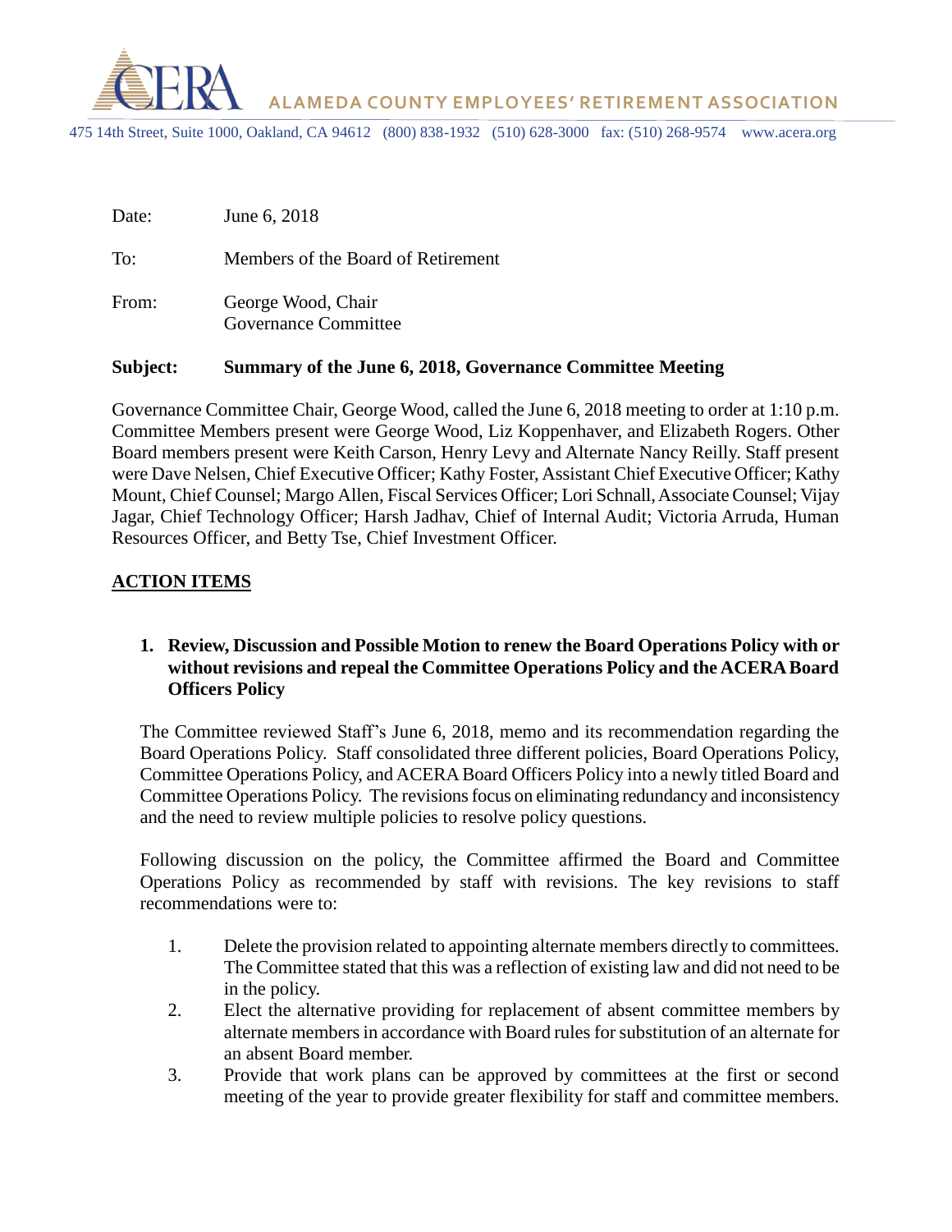# ALAMEDA COUNTY EMPLOYEES' RETIREMENT ASSOCIATION

475 14th Street, Suite 1000, Oakland, CA 94612 (800) 838-1932 (510) 628-3000 fax: (510) 268-9574 www.acera.org

Date: June 6, 2018

To: Members of the Board of Retirement

From: George Wood, Chair
Governance Committee

**Subject: Summary of the June 6, 2018, Governance Committee Meeting**

Governance Committee Chair, George Wood, called the June 6, 2018 meeting to order at 1:10 p.m. Committee Members present were George Wood, Liz Koppenhaver, and Elizabeth Rogers. Other Board members present were Keith Carson, Henry Levy and Alternate Nancy Reilly. Staff present were Dave Nelsen, Chief Executive Officer; Kathy Foster, Assistant Chief Executive Officer; Kathy Mount, Chief Counsel; Margo Allen, Fiscal Services Officer; Lori Schnall, Associate Counsel; Vijay Jagar, Chief Technology Officer; Harsh Jadhav, Chief of Internal Audit; Victoria Arruda, Human Resources Officer, and Betty Tse, Chief Investment Officer.

## ACTION ITEMS

**1. Review, Discussion and Possible Motion to renew the Board Operations Policy with or without revisions and repeal the Committee Operations Policy and the ACERA Board Officers Policy**

The Committee reviewed Staff's June 6, 2018, memo and its recommendation regarding the Board Operations Policy. Staff consolidated three different policies, Board Operations Policy, Committee Operations Policy, and ACERA Board Officers Policy into a newly titled Board and Committee Operations Policy. The revisions focus on eliminating redundancy and inconsistency and the need to review multiple policies to resolve policy questions.

Following discussion on the policy, the Committee affirmed the Board and Committee Operations Policy as recommended by staff with revisions. The key revisions to staff recommendations were to:

1. Delete the provision related to appointing alternate members directly to committees. The Committee stated that this was a reflection of existing law and did not need to be in the policy.
2. Elect the alternative providing for replacement of absent committee members by alternate members in accordance with Board rules for substitution of an alternate for an absent Board member.
3. Provide that work plans can be approved by committees at the first or second meeting of the year to provide greater flexibility for staff and committee members.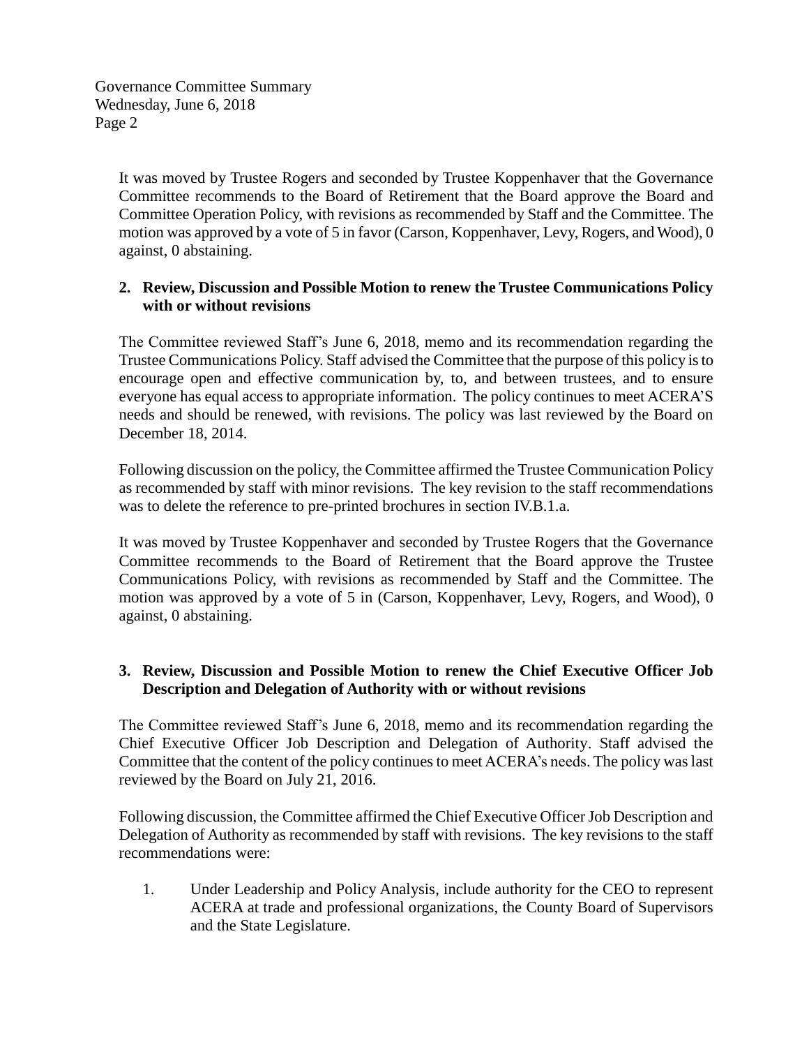It was moved by Trustee Rogers and seconded by Trustee Koppenhaver that the Governance Committee recommends to the Board of Retirement that the Board approve the Board and Committee Operation Policy, with revisions as recommended by Staff and the Committee. The motion was approved by a vote of 5 in favor (Carson, Koppenhaver, Levy, Rogers, and Wood), 0 against, 0 abstaining.

**2. Review, Discussion and Possible Motion to renew the Trustee Communications Policy with or without revisions**

The Committee reviewed Staff's June 6, 2018, memo and its recommendation regarding the Trustee Communications Policy. Staff advised the Committee that the purpose of this policy is to encourage open and effective communication by, to, and between trustees, and to ensure everyone has equal access to appropriate information. The policy continues to meet ACERA'S needs and should be renewed, with revisions. The policy was last reviewed by the Board on December 18, 2014.

Following discussion on the policy, the Committee affirmed the Trustee Communication Policy as recommended by staff with minor revisions. The key revision to the staff recommendations was to delete the reference to pre-printed brochures in section IV.B.1.a.

It was moved by Trustee Koppenhaver and seconded by Trustee Rogers that the Governance Committee recommends to the Board of Retirement that the Board approve the Trustee Communications Policy, with revisions as recommended by Staff and the Committee. The motion was approved by a vote of 5 in (Carson, Koppenhaver, Levy, Rogers, and Wood), 0 against, 0 abstaining.

**3. Review, Discussion and Possible Motion to renew the Chief Executive Officer Job Description and Delegation of Authority with or without revisions**

The Committee reviewed Staff's June 6, 2018, memo and its recommendation regarding the Chief Executive Officer Job Description and Delegation of Authority. Staff advised the Committee that the content of the policy continues to meet ACERA's needs. The policy was last reviewed by the Board on July 21, 2016.

Following discussion, the Committee affirmed the Chief Executive Officer Job Description and Delegation of Authority as recommended by staff with revisions. The key revisions to the staff recommendations were:

1. Under Leadership and Policy Analysis, include authority for the CEO to represent ACERA at trade and professional organizations, the County Board of Supervisors and the State Legislature.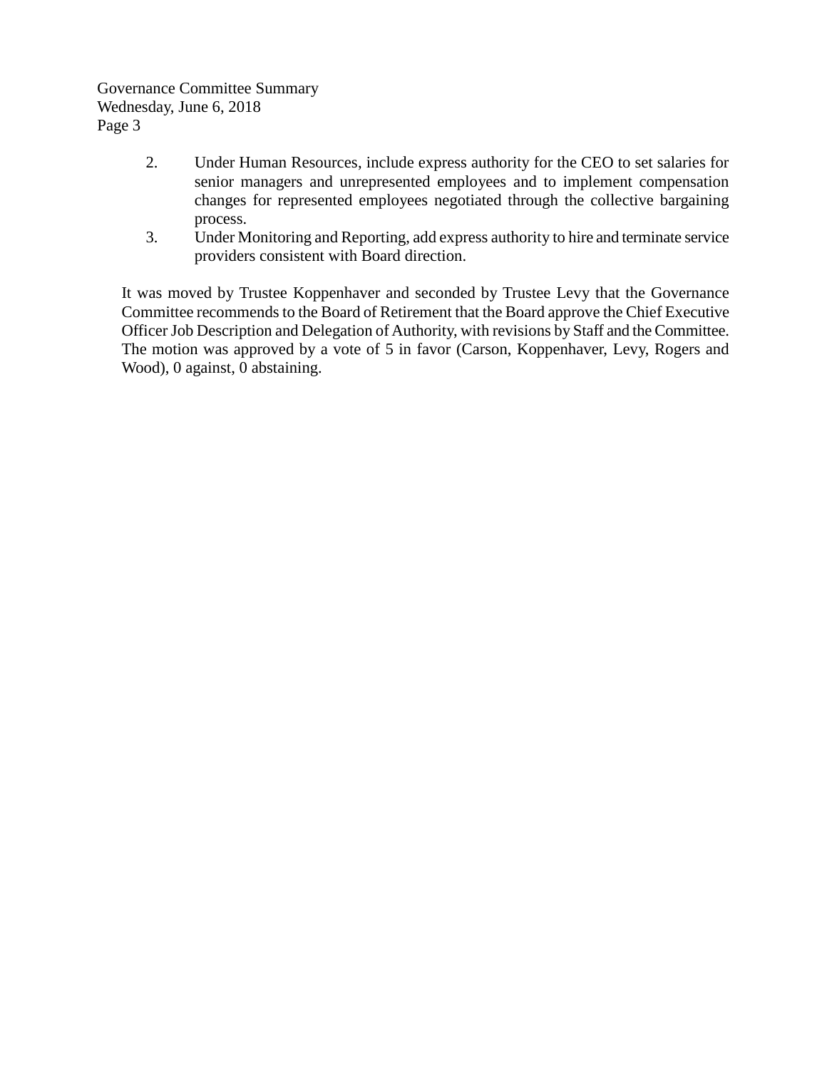2. Under Human Resources, include express authority for the CEO to set salaries for senior managers and unrepresented employees and to implement compensation changes for represented employees negotiated through the collective bargaining process.
3. Under Monitoring and Reporting, add express authority to hire and terminate service providers consistent with Board direction.

It was moved by Trustee Koppenhaver and seconded by Trustee Levy that the Governance Committee recommends to the Board of Retirement that the Board approve the Chief Executive Officer Job Description and Delegation of Authority, with revisions by Staff and the Committee. The motion was approved by a vote of 5 in favor (Carson, Koppenhaver, Levy, Rogers and Wood), 0 against, 0 abstaining.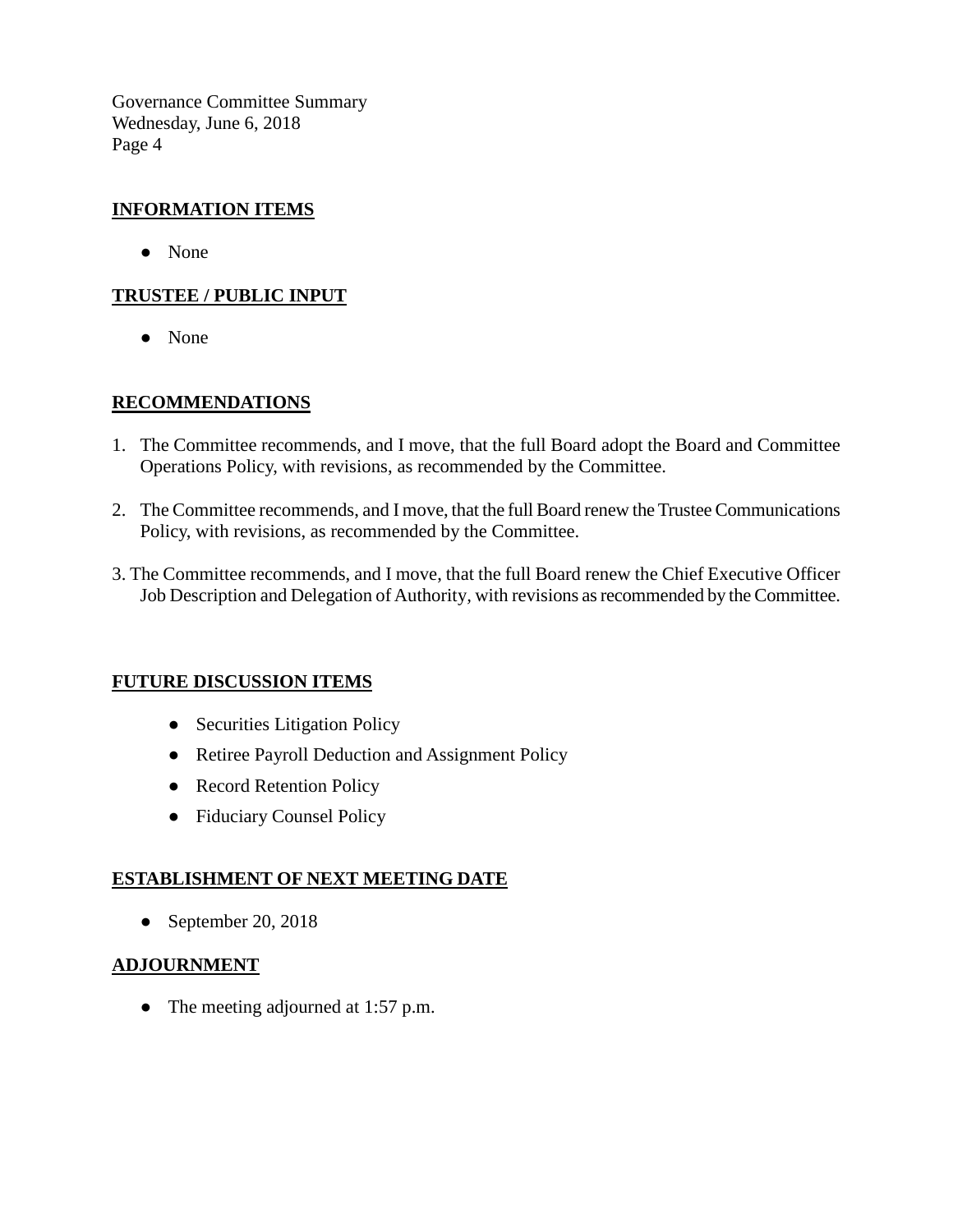## INFORMATION ITEMS

- None

## TRUSTEE / PUBLIC INPUT

- None

## RECOMMENDATIONS

1. The Committee recommends, and I move, that the full Board adopt the Board and Committee Operations Policy, with revisions, as recommended by the Committee.
2. The Committee recommends, and I move, that the full Board renew the Trustee Communications Policy, with revisions, as recommended by the Committee.
3. The Committee recommends, and I move, that the full Board renew the Chief Executive Officer Job Description and Delegation of Authority, with revisions as recommended by the Committee.

## FUTURE DISCUSSION ITEMS

- Securities Litigation Policy
- Retiree Payroll Deduction and Assignment Policy
- Record Retention Policy
- Fiduciary Counsel Policy

## ESTABLISHMENT OF NEXT MEETING DATE

- September 20, 2018

## ADJOURNMENT

- The meeting adjourned at 1:57 p.m.